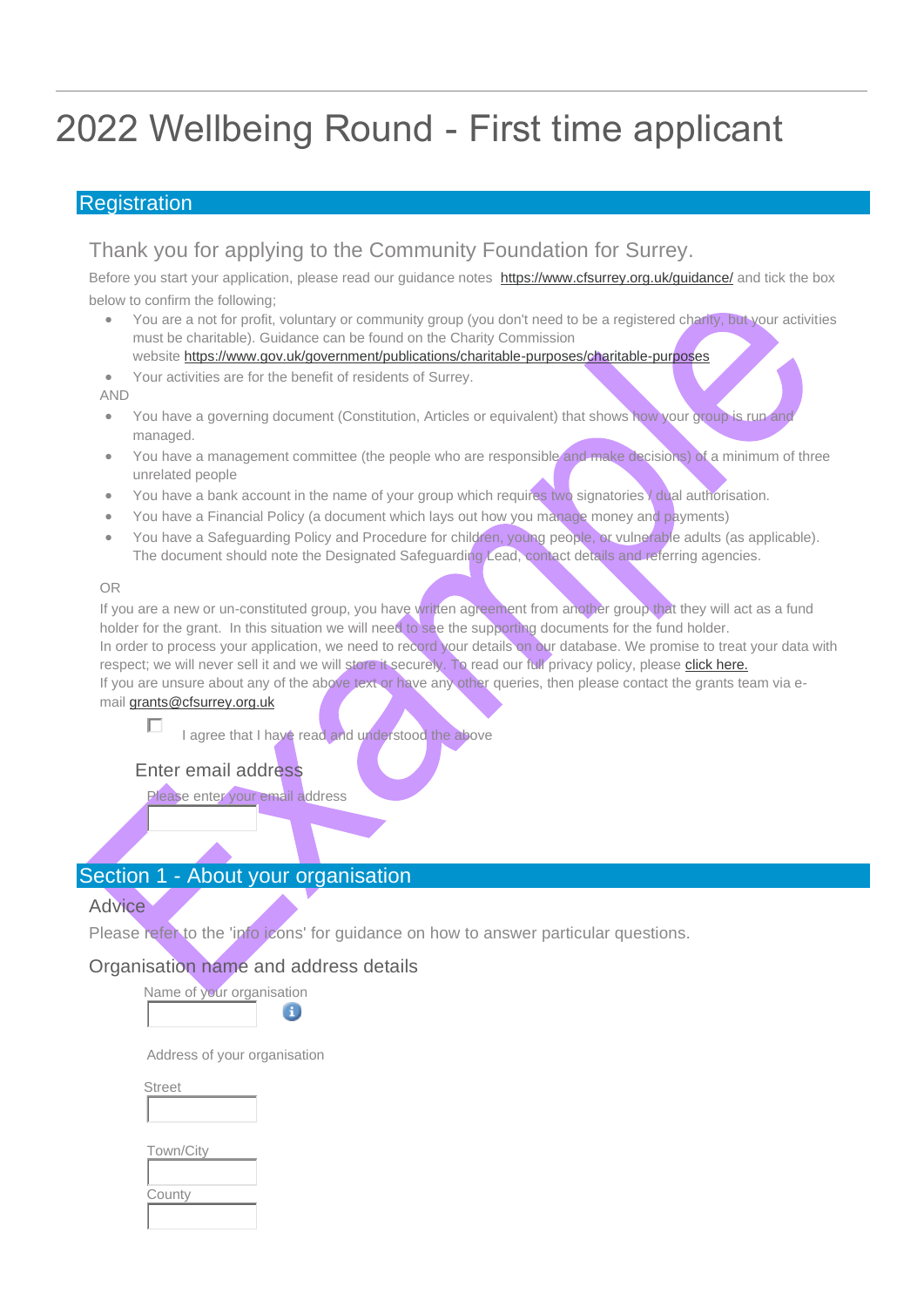# 2022 Wellbeing Round - First time applicant

## Registration

### Thank you for applying to the Community Foundation for Surrey.

Before you start your application, please read our guidance notes https://www.cfsurrey.org.uk/guidance/ and tick the box below to confirm the following;

- You are a not for profit, voluntary or community group (you don't need to be a registered charity, but your activities must be charitable). Guidance can be found on the Charity Commission website https://www.gov.uk/government/publications/charitable-purposes/charitable-purposes
- Your activities are for the benefit of residents of Surrey.

AND

- You have a governing document (Constitution, Articles or equivalent) that shows how your group is run and managed.
- You have a management committee (the people who are responsible and make decisions) of a minimum of three unrelated people
- You have a bank account in the name of your group which requires two signatories / dual authorisation.
- You have a Financial Policy (a document which lays out how you manage money and payments)
- You have a Safeguarding Policy and Procedure for children, young people, or vulnerable adults (as applicable). The document should note the Designated Safeguarding Lead, contact details and referring agencies.

OR

If you are a new or un-constituted group, you have written agreement from another group that they will act as a fund holder for the grant. In this situation we will need to see the supporting documents for the fund holder.
In order to process your application, we need to record your details on our database. We promise to treat your data with respect; we will never sell it and we will store it securely. To read our full privacy policy, please click here.
If you are unsure about any of the above text or have any other queries, then please contact the grants team via e-mail grants@cfsurrey.org.uk

☐ I agree that I have read and understood the above

### Enter email address

Please enter your email address

## Section 1 - About your organisation

### Advice

Please refer to the 'info icons' for guidance on how to answer particular questions.

### Organisation name and address details

Name of your organisation

Address of your organisation

Street

Town/City

County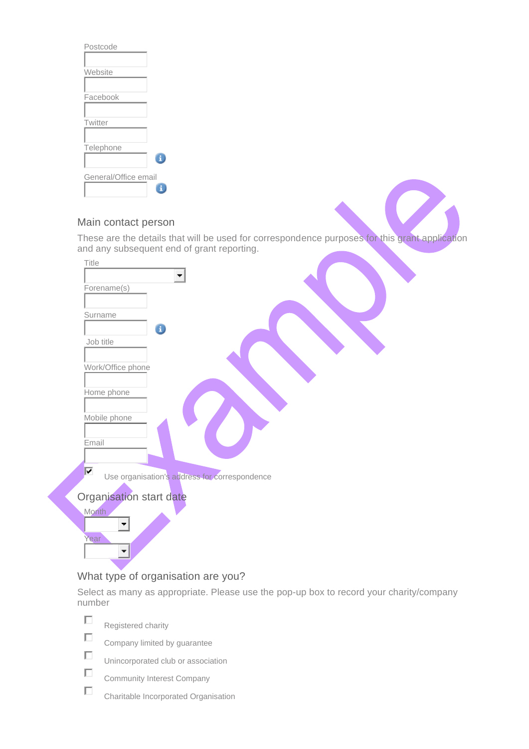Postcode

Website

Facebook

Twitter

Telephone

General/Office email

## Main contact person

These are the details that will be used for correspondence purposes for this grant application and any subsequent end of grant reporting.

Title

Forename(s)

Surname

Job title

Work/Office phone

Home phone

Mobile phone

Email

- [x] Use organisation's address for correspondence

## Organisation start date

Month

Year

## What type of organisation are you?

Select as many as appropriate. Please use the pop-up box to record your charity/company number

- [ ] Registered charity
- [ ] Company limited by guarantee
- [ ] Unincorporated club or association
- [ ] Community Interest Company
- [ ] Charitable Incorporated Organisation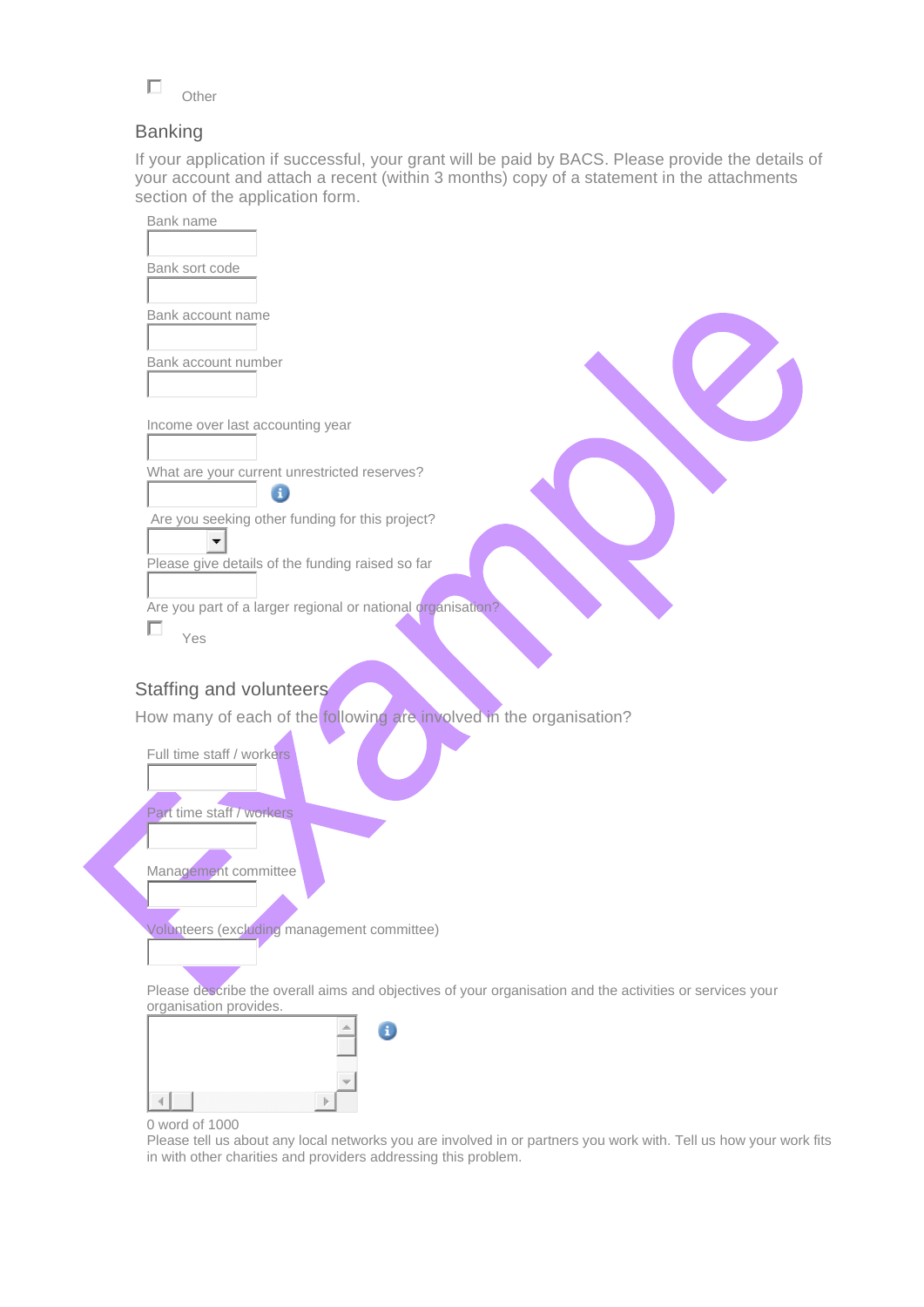Other

## Banking

If your application if successful, your grant will be paid by BACS. Please provide the details of your account and attach a recent (within 3 months) copy of a statement in the attachments section of the application form.

Bank name

Bank sort code

Bank account name

Bank account number

Income over last accounting year

What are your current unrestricted reserves?

Are you seeking other funding for this project?

Please give details of the funding raised so far

Are you part of a larger regional or national organisation?

Yes

## Staffing and volunteers

How many of each of the following are involved in the organisation?

Full time staff / workers

Part time staff / workers

Management committee

Volunteers (excluding management committee)

Please describe the overall aims and objectives of your organisation and the activities or services your organisation provides.

0 word of 1000

Please tell us about any local networks you are involved in or partners you work with. Tell us how your work fits in with other charities and providers addressing this problem.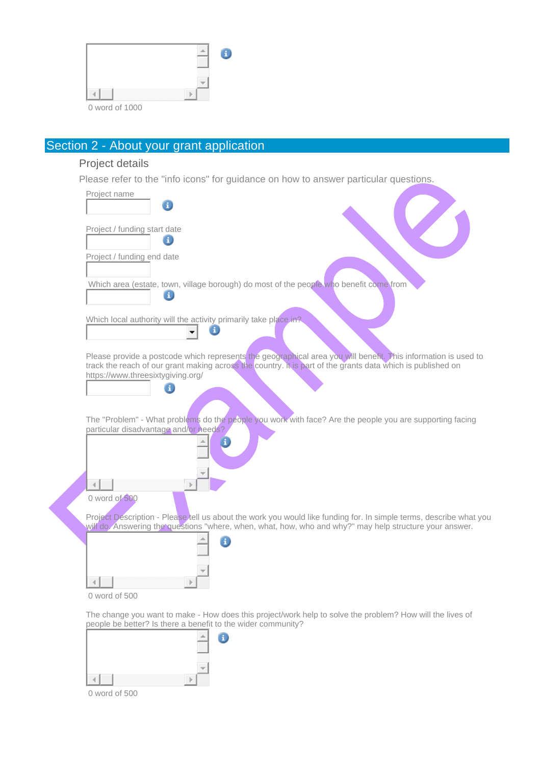0 word of 1000

## Section 2 - About your grant application

### Project details

Please refer to the "info icons" for guidance on how to answer particular questions.

Project name

Project / funding start date

Project / funding end date

Which area (estate, town, village borough) do most of the people who benefit come from

Which local authority will the activity primarily take place in?

Please provide a postcode which represents the geographical area you will benefit. This information is used to track the reach of our grant making across the country. It is part of the grants data which is published on https://www.threesixtygiving.org/

The "Problem" - What problems do the people you work with face? Are the people you are supporting facing particular disadvantage and/or needs?

0 word of 500

Project Description - Please tell us about the work you would like funding for. In simple terms, describe what you will do. Answering the questions "where, when, what, how, who and why?" may help structure your answer.

0 word of 500

The change you want to make - How does this project/work help to solve the problem? How will the lives of people be better? Is there a benefit to the wider community?

0 word of 500

Example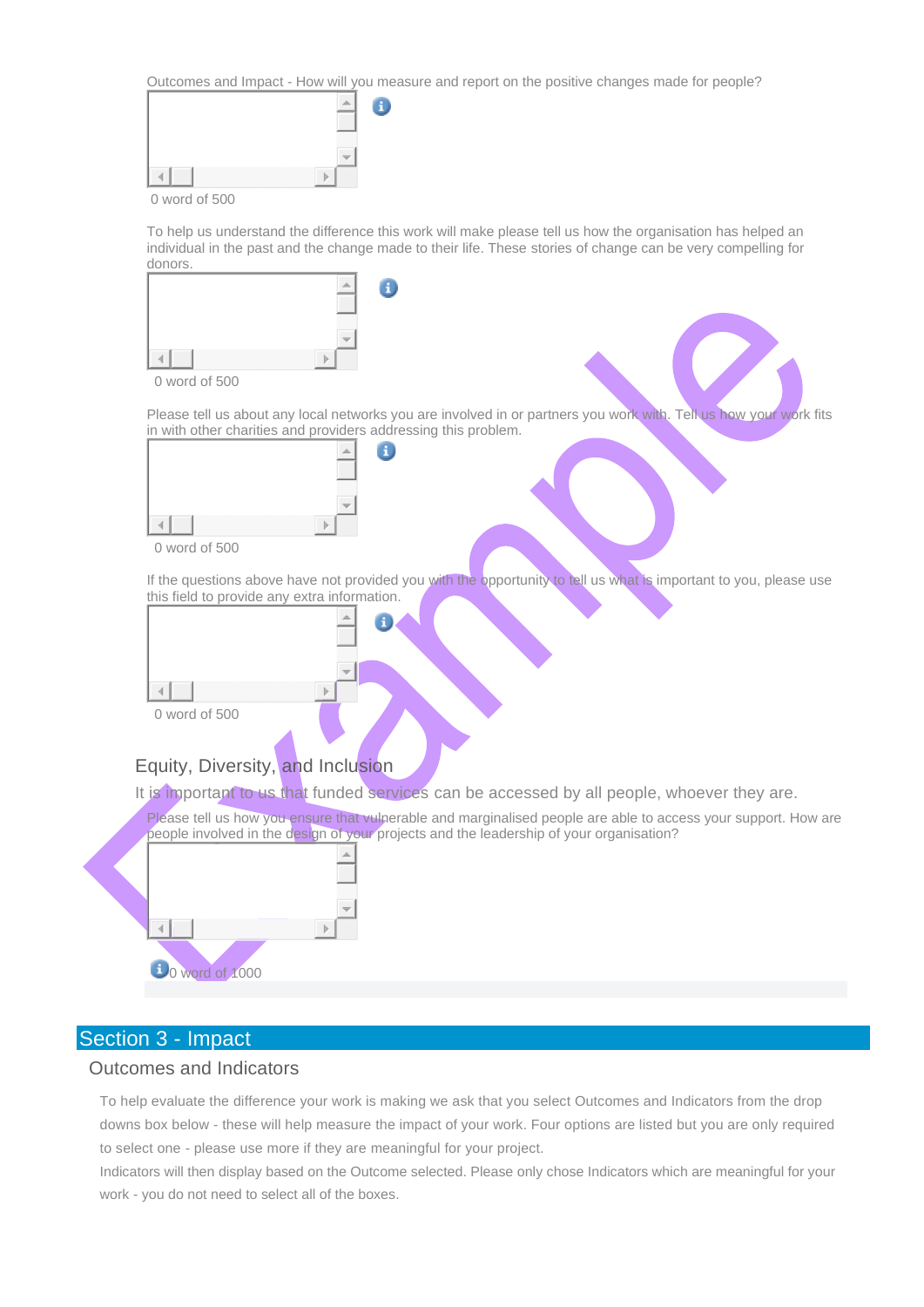Outcomes and Impact - How will you measure and report on the positive changes made for people?

0 word of 500

To help us understand the difference this work will make please tell us how the organisation has helped an individual in the past and the change made to their life. These stories of change can be very compelling for donors.

0 word of 500

Please tell us about any local networks you are involved in or partners you work with. Tell us how your work fits in with other charities and providers addressing this problem.

0 word of 500

If the questions above have not provided you with the opportunity to tell us what is important to you, please use this field to provide any extra information.

0 word of 500

### Equity, Diversity, and Inclusion

It is important to us that funded services can be accessed by all people, whoever they are.

Please tell us how you ensure that vulnerable and marginalised people are able to access your support. How are people involved in the design of your projects and the leadership of your organisation?

0 word of 1000

## Section 3 - Impact

### Outcomes and Indicators

To help evaluate the difference your work is making we ask that you select Outcomes and Indicators from the drop downs box below - these will help measure the impact of your work. Four options are listed but you are only required to select one - please use more if they are meaningful for your project.

Indicators will then display based on the Outcome selected. Please only chose Indicators which are meaningful for your work - you do not need to select all of the boxes.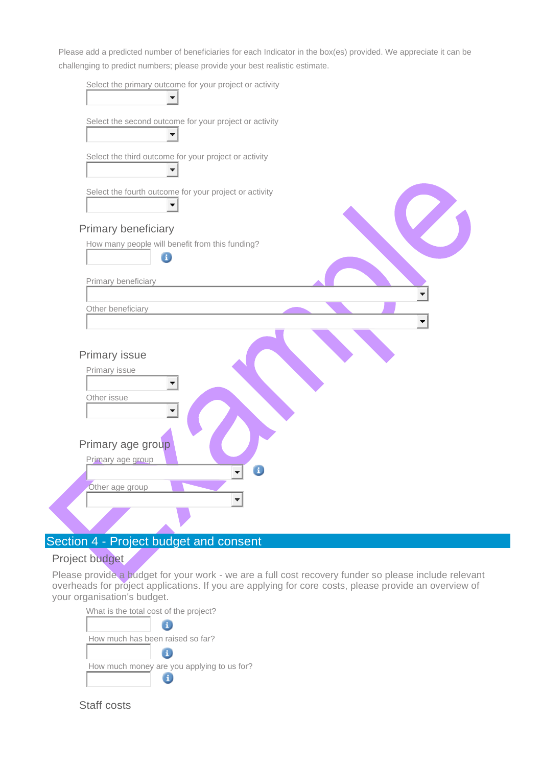Please add a predicted number of beneficiaries for each Indicator in the box(es) provided. We appreciate it can be challenging to predict numbers; please provide your best realistic estimate.

Select the primary outcome for your project or activity

Select the second outcome for your project or activity

Select the third outcome for your project or activity

Select the fourth outcome for your project or activity

### Primary beneficiary

How many people will benefit from this funding?

Primary beneficiary

Other beneficiary

### Primary issue

Primary issue

Other issue

### Primary age group

Primary age group

Other age group

## Section 4 - Project budget and consent

### Project budget

Please provide a budget for your work - we are a full cost recovery funder so please include relevant overheads for project applications. If you are applying for core costs, please provide an overview of your organisation's budget.

What is the total cost of the project?

How much has been raised so far?

How much money are you applying to us for?

### Staff costs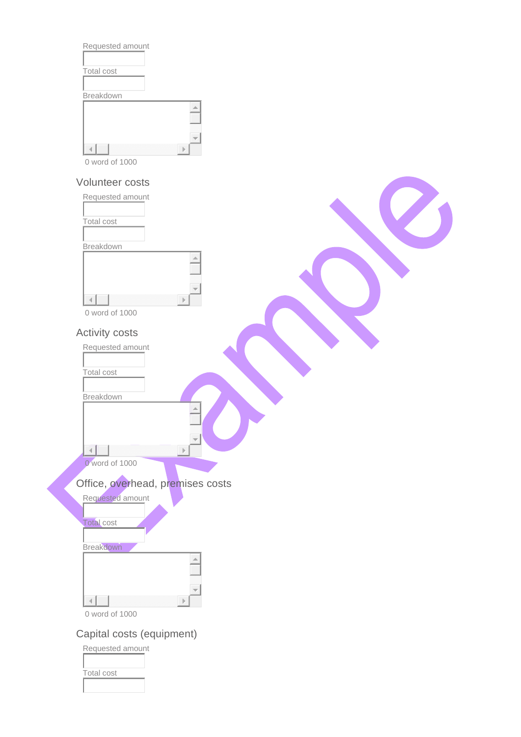Requested amount

Total cost

Breakdown

0 word of 1000

## Volunteer costs

Requested amount

Total cost

Breakdown

0 word of 1000

## Activity costs

Requested amount

Total cost

Breakdown

0 word of 1000

## Office, overhead, premises costs

Requested amount

Total cost

Breakdown

0 word of 1000

## Capital costs (equipment)

Requested amount

Total cost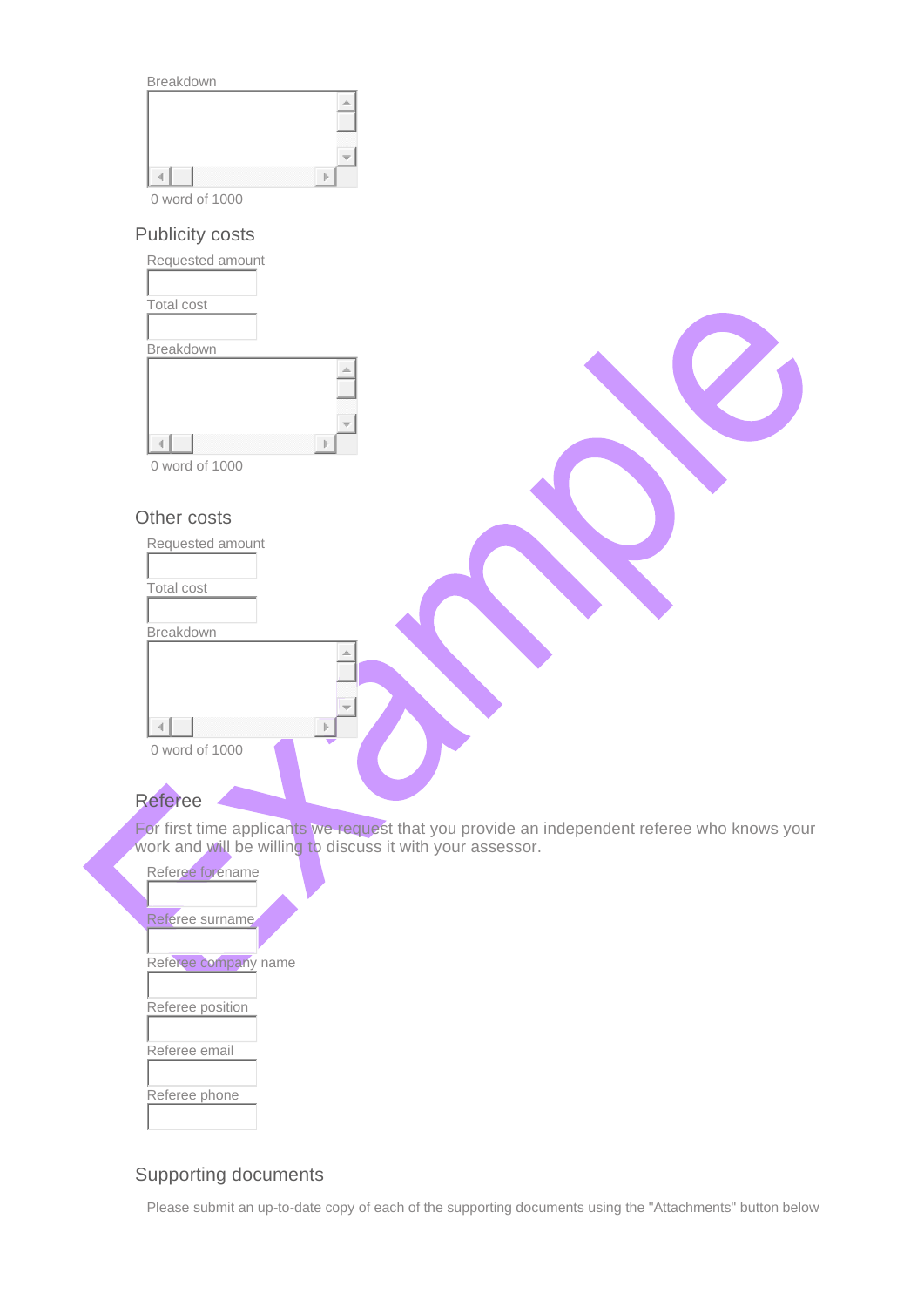Breakdown

0 word of 1000

## Publicity costs

Requested amount

Total cost

Breakdown

0 word of 1000

## Other costs

Requested amount

Total cost

Breakdown

0 word of 1000

## Referee

For first time applicants we request that you provide an independent referee who knows your work and will be willing to discuss it with your assessor.

Referee forename

Referee surname

Referee company name

Referee position

Referee email

Referee phone

## Supporting documents

Please submit an up-to-date copy of each of the supporting documents using the "Attachments" button below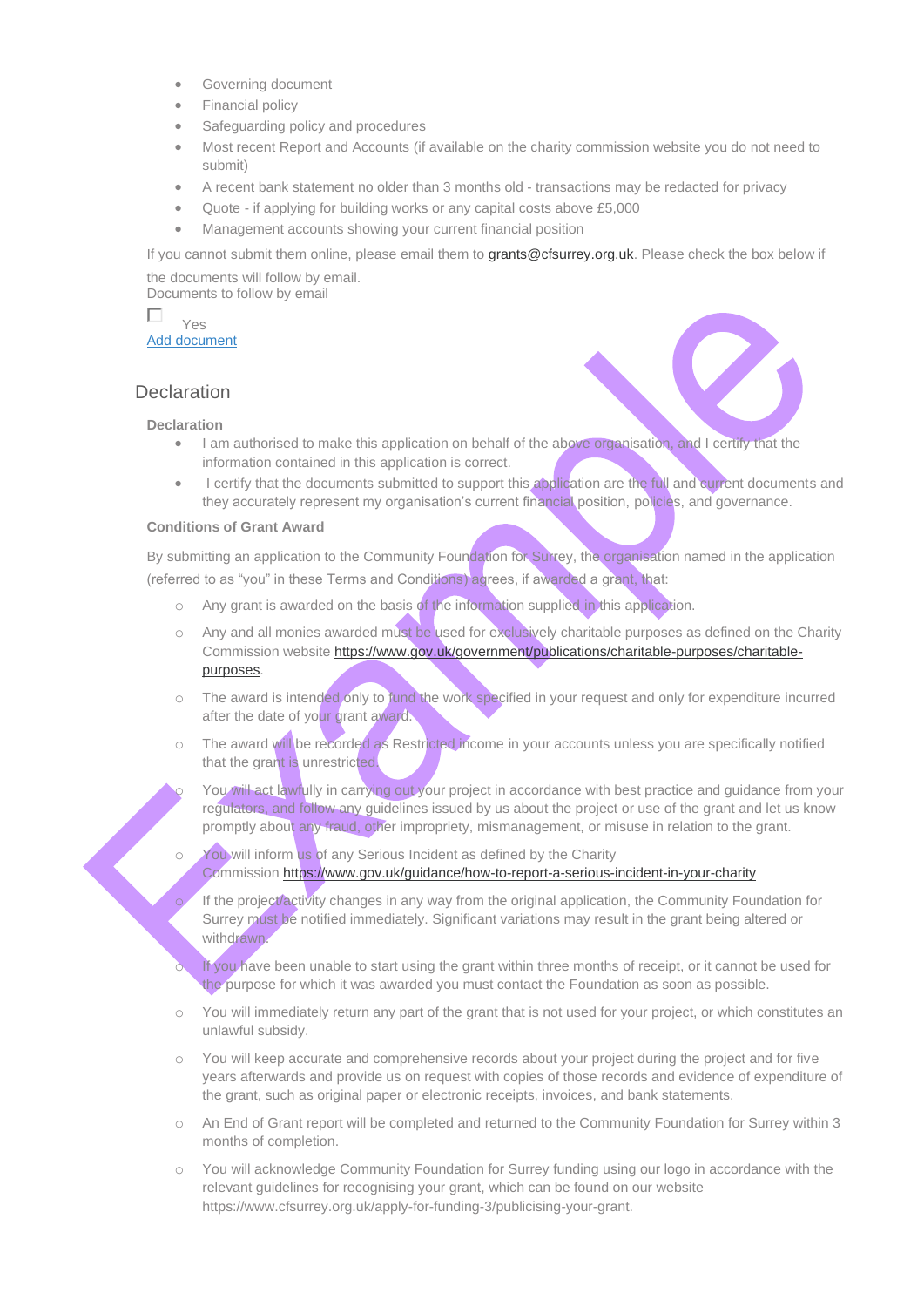- Governing document
- Financial policy
- Safeguarding policy and procedures
- Most recent Report and Accounts (if available on the charity commission website you do not need to submit)
- A recent bank statement no older than 3 months old - transactions may be redacted for privacy
- Quote - if applying for building works or any capital costs above £5,000
- Management accounts showing your current financial position

If you cannot submit them online, please email them to grants@cfsurrey.org.uk. Please check the box below if the documents will follow by email.

Documents to follow by email

☐ Yes

Add document

## Declaration

**Declaration**

- I am authorised to make this application on behalf of the above organisation, and I certify that the information contained in this application is correct.
- I certify that the documents submitted to support this application are the full and current documents and they accurately represent my organisation's current financial position, policies, and governance.

**Conditions of Grant Award**

By submitting an application to the Community Foundation for Surrey, the organisation named in the application (referred to as "you" in these Terms and Conditions) agrees, if awarded a grant, that:

- Any grant is awarded on the basis of the information supplied in this application.
- Any and all monies awarded must be used for exclusively charitable purposes as defined on the Charity Commission website https://www.gov.uk/government/publications/charitable-purposes/charitable-purposes.
- The award is intended only to fund the work specified in your request and only for expenditure incurred after the date of your grant award.
- The award will be recorded as Restricted income in your accounts unless you are specifically notified that the grant is unrestricted.
- You will act lawfully in carrying out your project in accordance with best practice and guidance from your regulators, and follow any guidelines issued by us about the project or use of the grant and let us know promptly about any fraud, other impropriety, mismanagement, or misuse in relation to the grant.
- You will inform us of any Serious Incident as defined by the Charity Commission https://www.gov.uk/guidance/how-to-report-a-serious-incident-in-your-charity
- If the project/activity changes in any way from the original application, the Community Foundation for Surrey must be notified immediately. Significant variations may result in the grant being altered or withdrawn.
- If you have been unable to start using the grant within three months of receipt, or it cannot be used for the purpose for which it was awarded you must contact the Foundation as soon as possible.
- You will immediately return any part of the grant that is not used for your project, or which constitutes an unlawful subsidy.
- You will keep accurate and comprehensive records about your project during the project and for five years afterwards and provide us on request with copies of those records and evidence of expenditure of the grant, such as original paper or electronic receipts, invoices, and bank statements.
- An End of Grant report will be completed and returned to the Community Foundation for Surrey within 3 months of completion.
- You will acknowledge Community Foundation for Surrey funding using our logo in accordance with the relevant guidelines for recognising your grant, which can be found on our website https://www.cfsurrey.org.uk/apply-for-funding-3/publicising-your-grant.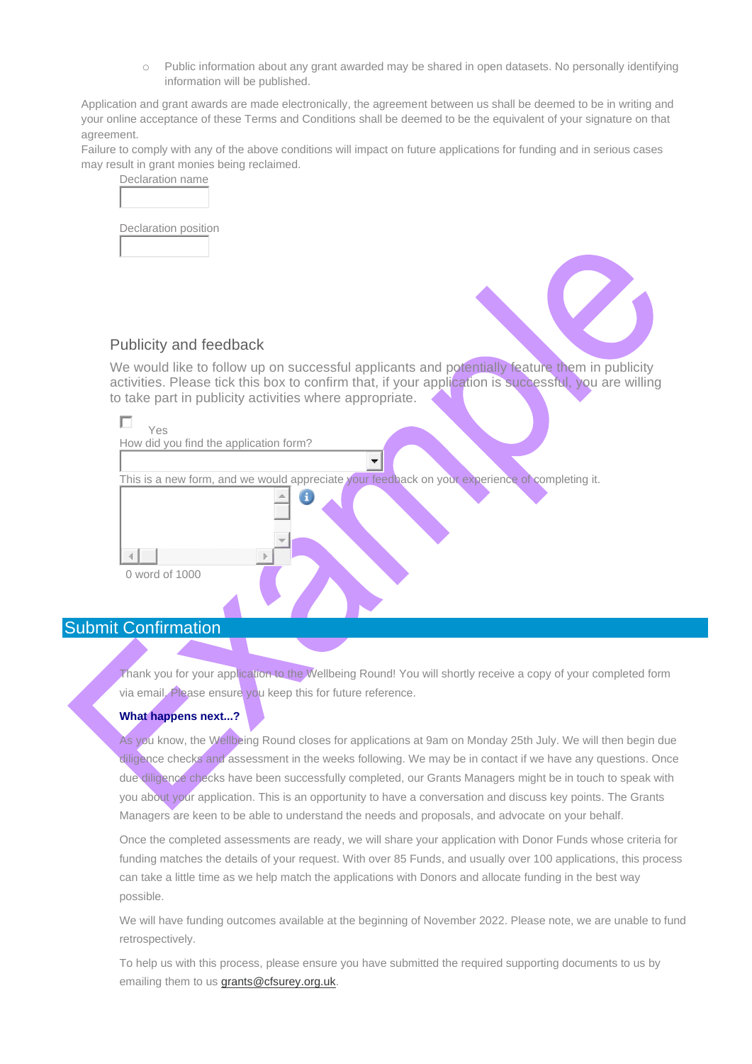- Public information about any grant awarded may be shared in open datasets. No personally identifying information will be published.

Application and grant awards are made electronically, the agreement between us shall be deemed to be in writing and your online acceptance of these Terms and Conditions shall be deemed to be the equivalent of your signature on that agreement.
Failure to comply with any of the above conditions will impact on future applications for funding and in serious cases may result in grant monies being reclaimed.

Declaration name

Declaration position

### Publicity and feedback

We would like to follow up on successful applicants and potentially feature them in publicity activities. Please tick this box to confirm that, if your application is successful, you are willing to take part in publicity activities where appropriate.

☐ Yes

How did you find the application form?

This is a new form, and we would appreciate your feedback on your experience of completing it.

0 word of 1000

## Submit Confirmation

Thank you for your application to the Wellbeing Round! You will shortly receive a copy of your completed form via email. Please ensure you keep this for future reference.

**What happens next...?**

As you know, the Wellbeing Round closes for applications at 9am on Monday 25th July. We will then begin due diligence checks and assessment in the weeks following. We may be in contact if we have any questions. Once due diligence checks have been successfully completed, our Grants Managers might be in touch to speak with you about your application. This is an opportunity to have a conversation and discuss key points. The Grants Managers are keen to be able to understand the needs and proposals, and advocate on your behalf.

Once the completed assessments are ready, we will share your application with Donor Funds whose criteria for funding matches the details of your request. With over 85 Funds, and usually over 100 applications, this process can take a little time as we help match the applications with Donors and allocate funding in the best way possible.

We will have funding outcomes available at the beginning of November 2022. Please note, we are unable to fund retrospectively.

To help us with this process, please ensure you have submitted the required supporting documents to us by emailing them to us grants@cfsurey.org.uk.